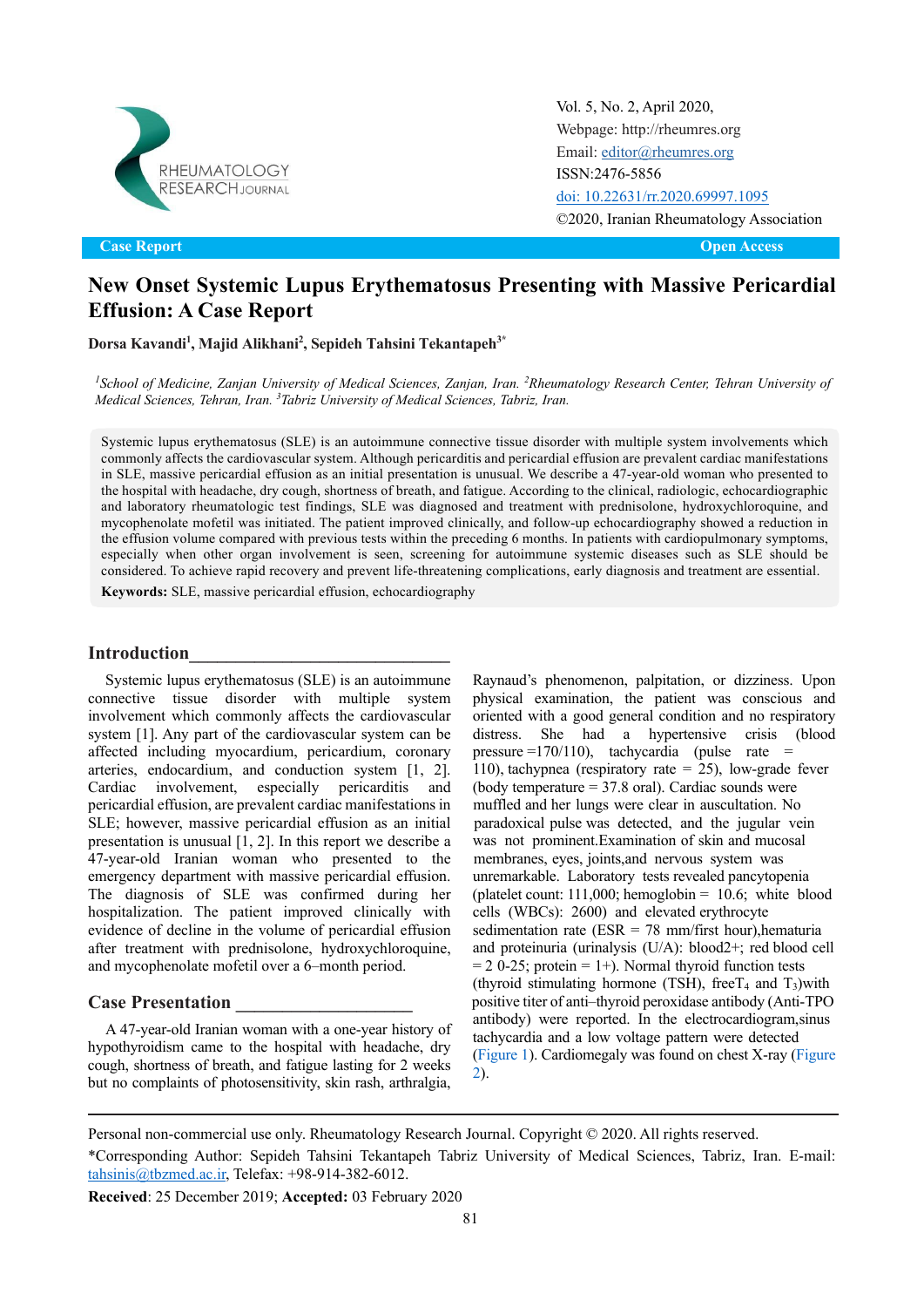Case Report | Open Access

# New Onset Systemic Lupus Erythematosus Presenting with Massive Pericardial Effusion: A Case Report

**Dorsa Kavandi[1], Majid Alikhani[2], Sepideh Tahsini Tekantapeh[3*]**

*[1]School of Medicine, Zanjan University of Medical Sciences, Zanjan, Iran. [2]Rheumatology Research Center, Tehran University of Medical Sciences, Tehran, Iran. [3]Tabriz University of Medical Sciences, Tabriz, Iran.*

Systemic lupus erythematosus (SLE) is an autoimmune connective tissue disorder with multiple system involvements which commonly affects the cardiovascular system. Although pericarditis and pericardial effusion are prevalent cardiac manifestations in SLE, massive pericardial effusion as an initial presentation is unusual. We describe a 47-year-old woman who presented to the hospital with headache, dry cough, shortness of breath, and fatigue. According to the clinical, radiologic, echocardiographic and laboratory rheumatologic test findings, SLE was diagnosed and treatment with prednisolone, hydroxychloroquine, and mycophenolate mofetil was initiated. The patient improved clinically, and follow-up echocardiography showed a reduction in the effusion volume compared with previous tests within the preceding 6 months. In patients with cardiopulmonary symptoms, especially when other organ involvement is seen, screening for autoimmune systemic diseases such as SLE should be considered. To achieve rapid recovery and prevent life-threatening complications, early diagnosis and treatment are essential.

**Keywords:** SLE, massive pericardial effusion, echocardiography

## Introduction

Systemic lupus erythematosus (SLE) is an autoimmune connective tissue disorder with multiple system involvement which commonly affects the cardiovascular system [1]. Any part of the cardiovascular system can be affected including myocardium, pericardium, coronary arteries, endocardium, and conduction system [1, 2]. Cardiac involvement, especially pericarditis and pericardial effusion, are prevalent cardiac manifestations in SLE; however, massive pericardial effusion as an initial presentation is unusual [1, 2]. In this report we describe a 47-year-old Iranian woman who presented to the emergency department with massive pericardial effusion. The diagnosis of SLE was confirmed during her hospitalization. The patient improved clinically with evidence of decline in the volume of pericardial effusion after treatment with prednisolone, hydroxychloroquine, and mycophenolate mofetil over a 6–month period.

## Case Presentation

A 47-year-old Iranian woman with a one-year history of hypothyroidism came to the hospital with headache, dry cough, shortness of breath, and fatigue lasting for 2 weeks but no complaints of photosensitivity, skin rash, arthralgia, Raynaud's phenomenon, palpitation, or dizziness. Upon physical examination, the patient was conscious and oriented with a good general condition and no respiratory distress. She had a hypertensive crisis (blood pressure =170/110), tachycardia (pulse rate = 110), tachypnea (respiratory rate = 25), low-grade fever (body temperature = 37.8 oral). Cardiac sounds were muffled and her lungs were clear in auscultation. No paradoxical pulse was detected, and the jugular vein was not prominent. Examination of skin and mucosal membranes, eyes, joints, and nervous system was unremarkable. Laboratory tests revealed pancytopenia (platelet count: 111,000; hemoglobin = 10.6; white blood cells (WBCs): 2600) and elevated erythrocyte sedimentation rate (ESR = 78 mm/first hour), hematuria and proteinuria (urinalysis (U/A): blood2+; red blood cell = 2 0-25; protein = 1+). Normal thyroid function tests (thyroid stimulating hormone (TSH), free$T_4$ and $T_3$) with positive titer of anti–thyroid peroxidase antibody (Anti-TPO antibody) were reported. In the electrocardiogram, sinus tachycardia and a low voltage pattern were detected (Figure 1). Cardiomegaly was found on chest X-ray (Figure 2).

---

Personal non-commercial use only. Rheumatology Research Journal. Copyright © 2020. All rights reserved.

*Corresponding Author: Sepideh Tahsini Tekantapeh Tabriz University of Medical Sciences, Tabriz, Iran. E-mail: tahsinis@tbzmed.ac.ir, Telefax: +98-914-382-6012.

**Received**: 25 December 2019; **Accepted:** 03 February 2020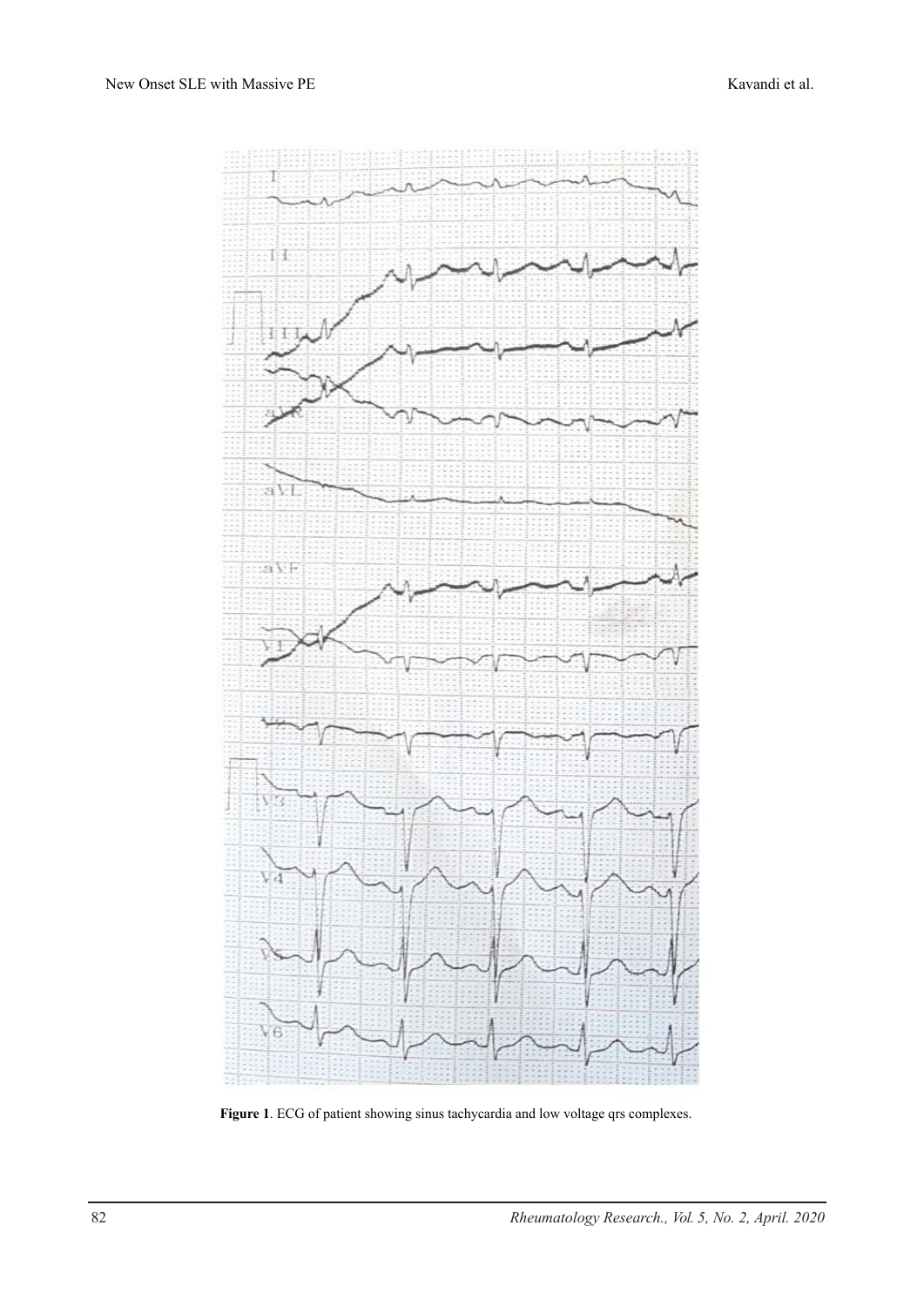**Figure 1**. ECG of patient showing sinus tachycardia and low voltage qrs complexes.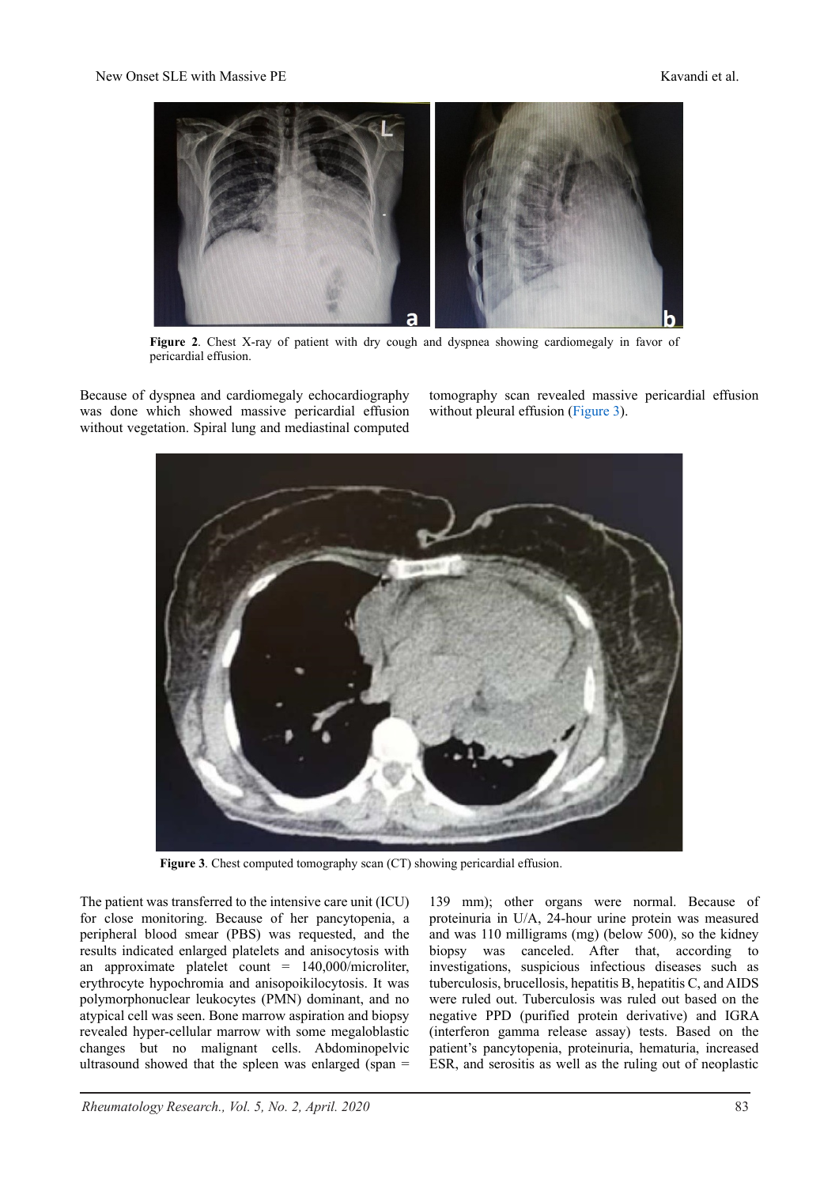**Figure 2**. Chest X-ray of patient with dry cough and dyspnea showing cardiomegaly in favor of pericardial effusion.

Because of dyspnea and cardiomegaly echocardiography was done which showed massive pericardial effusion without vegetation. Spiral lung and mediastinal computed tomography scan revealed massive pericardial effusion without pleural effusion (Figure 3).

**Figure 3**. Chest computed tomography scan (CT) showing pericardial effusion.

The patient was transferred to the intensive care unit (ICU) for close monitoring. Because of her pancytopenia, a peripheral blood smear (PBS) was requested, and the results indicated enlarged platelets and anisocytosis with an approximate platelet count = 140,000/microliter, erythrocyte hypochromia and anisopoikilocytosis. It was polymorphonuclear leukocytes (PMN) dominant, and no atypical cell was seen. Bone marrow aspiration and biopsy revealed hyper-cellular marrow with some megaloblastic changes but no malignant cells. Abdominopelvic ultrasound showed that the spleen was enlarged (span = 139 mm); other organs were normal. Because of proteinuria in U/A, 24-hour urine protein was measured and was 110 milligrams (mg) (below 500), so the kidney biopsy was canceled. After that, according to investigations, suspicious infectious diseases such as tuberculosis, brucellosis, hepatitis B, hepatitis C, and AIDS were ruled out. Tuberculosis was ruled out based on the negative PPD (purified protein derivative) and IGRA (interferon gamma release assay) tests. Based on the patient's pancytopenia, proteinuria, hematuria, increased ESR, and serositis as well as the ruling out of neoplastic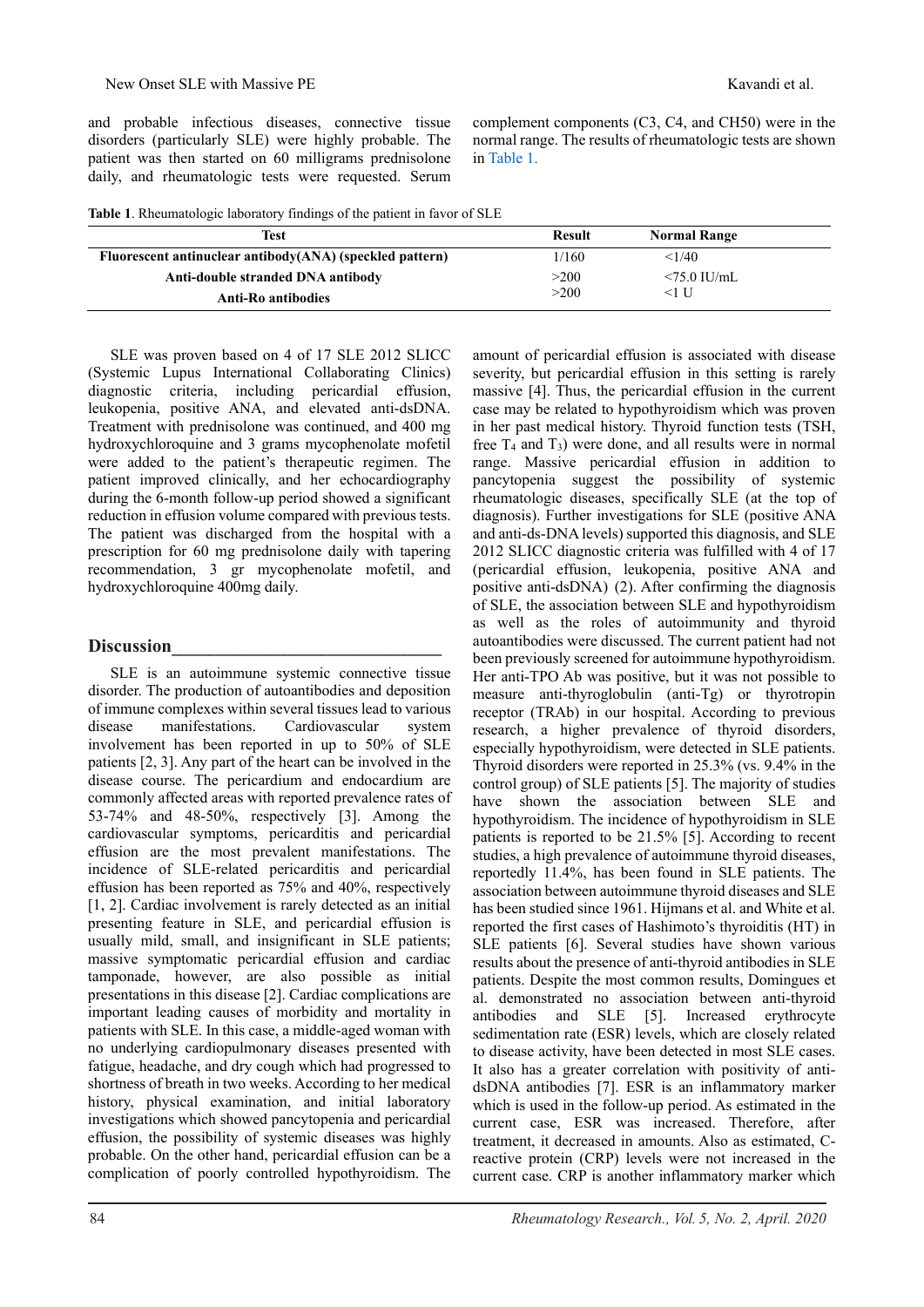and probable infectious diseases, connective tissue disorders (particularly SLE) were highly probable. The patient was then started on 60 milligrams prednisolone daily, and rheumatologic tests were requested. Serum complement components (C3, C4, and CH50) were in the normal range. The results of rheumatologic tests are shown in Table 1.

**Table 1**. Rheumatologic laboratory findings of the patient in favor of SLE

| Test | Result | Normal Range |
|---|---|---|
| **Fluorescent antinuclear antibody(ANA) (speckled pattern)** | 1/160 | <1/40 |
| **Anti-double stranded DNA antibody** | >200 | <75.0 IU/mL |
| **Anti-Ro antibodies** | >200 | <1 U |

SLE was proven based on 4 of 17 SLE 2012 SLICC (Systemic Lupus International Collaborating Clinics) diagnostic criteria, including pericardial effusion, leukopenia, positive ANA, and elevated anti-dsDNA. Treatment with prednisolone was continued, and 400 mg hydroxychloroquine and 3 grams mycophenolate mofetil were added to the patient's therapeutic regimen. The patient improved clinically, and her echocardiography during the 6-month follow-up period showed a significant reduction in effusion volume compared with previous tests. The patient was discharged from the hospital with a prescription for 60 mg prednisolone daily with tapering recommendation, 3 gr mycophenolate mofetil, and hydroxychloroquine 400mg daily.

## Discussion

SLE is an autoimmune systemic connective tissue disorder. The production of autoantibodies and deposition of immune complexes within several tissues lead to various disease manifestations. Cardiovascular system involvement has been reported in up to 50% of SLE patients [2, 3]. Any part of the heart can be involved in the disease course. The pericardium and endocardium are commonly affected areas with reported prevalence rates of 53-74% and 48-50%, respectively [3]. Among the cardiovascular symptoms, pericarditis and pericardial effusion are the most prevalent manifestations. The incidence of SLE-related pericarditis and pericardial effusion has been reported as 75% and 40%, respectively [1, 2]. Cardiac involvement is rarely detected as an initial presenting feature in SLE, and pericardial effusion is usually mild, small, and insignificant in SLE patients; massive symptomatic pericardial effusion and cardiac tamponade, however, are also possible as initial presentations in this disease [2]. Cardiac complications are important leading causes of morbidity and mortality in patients with SLE. In this case, a middle-aged woman with no underlying cardiopulmonary diseases presented with fatigue, headache, and dry cough which had progressed to shortness of breath in two weeks. According to her medical history, physical examination, and initial laboratory investigations which showed pancytopenia and pericardial effusion, the possibility of systemic diseases was highly probable. On the other hand, pericardial effusion can be a complication of poorly controlled hypothyroidism. The amount of pericardial effusion is associated with disease severity, but pericardial effusion in this setting is rarely massive [4]. Thus, the pericardial effusion in the current case may be related to hypothyroidism which was proven in her past medical history. Thyroid function tests (TSH, free $T_4$ and $T_3$) were done, and all results were in normal range. Massive pericardial effusion in addition to pancytopenia suggest the possibility of systemic rheumatologic diseases, specifically SLE (at the top of diagnosis). Further investigations for SLE (positive ANA and anti-ds-DNA levels) supported this diagnosis, and SLE 2012 SLICC diagnostic criteria was fulfilled with 4 of 17 (pericardial effusion, leukopenia, positive ANA and positive anti-dsDNA) (2). After confirming the diagnosis of SLE, the association between SLE and hypothyroidism as well as the roles of autoimmunity and thyroid autoantibodies were discussed. The current patient had not been previously screened for autoimmune hypothyroidism. Her anti-TPO Ab was positive, but it was not possible to measure anti-thyroglobulin (anti-Tg) or thyrotropin receptor (TRAb) in our hospital. According to previous research, a higher prevalence of thyroid disorders, especially hypothyroidism, were detected in SLE patients. Thyroid disorders were reported in 25.3% (vs. 9.4% in the control group) of SLE patients [5]. The majority of studies have shown the association between SLE and hypothyroidism. The incidence of hypothyroidism in SLE patients is reported to be 21.5% [5]. According to recent studies, a high prevalence of autoimmune thyroid diseases, reportedly 11.4%, has been found in SLE patients. The association between autoimmune thyroid diseases and SLE has been studied since 1961. Hijmans et al. and White et al. reported the first cases of Hashimoto's thyroiditis (HT) in SLE patients [6]. Several studies have shown various results about the presence of anti-thyroid antibodies in SLE patients. Despite the most common results, Domingues et al. demonstrated no association between anti-thyroid antibodies and SLE [5]. Increased erythrocyte sedimentation rate (ESR) levels, which are closely related to disease activity, have been detected in most SLE cases. It also has a greater correlation with positivity of anti-dsDNA antibodies [7]. ESR is an inflammatory marker which is used in the follow-up period. As estimated in the current case, ESR was increased. Therefore, after treatment, it decreased in amounts. Also as estimated, C-reactive protein (CRP) levels were not increased in the current case. CRP is another inflammatory marker which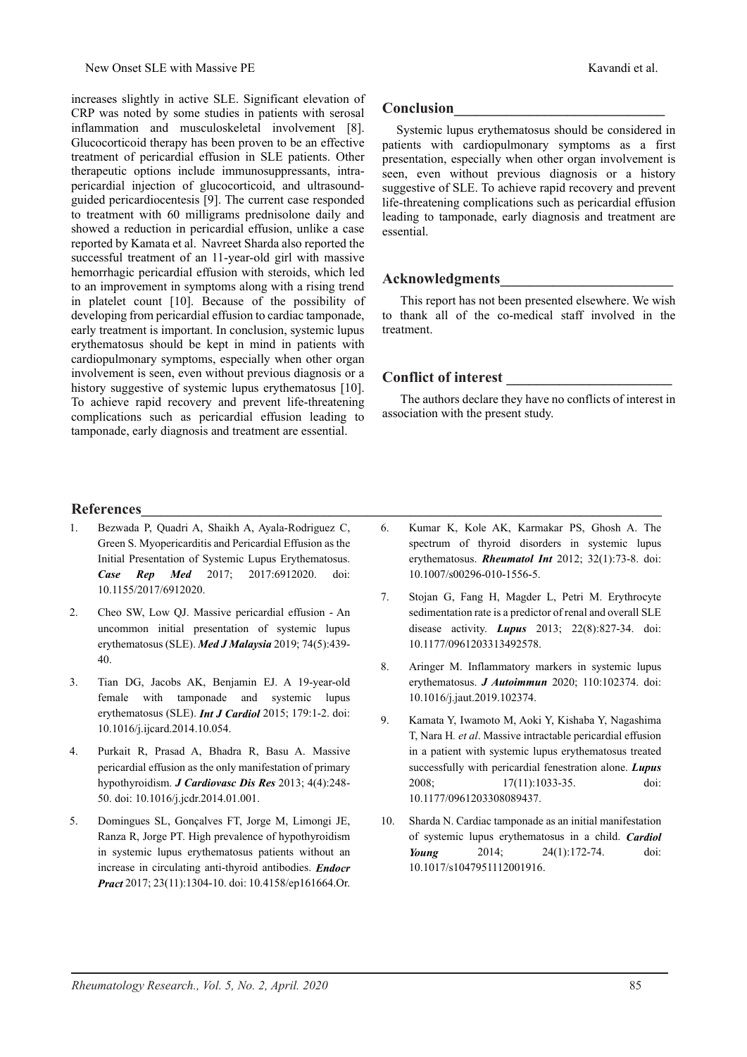increases slightly in active SLE. Significant elevation of CRP was noted by some studies in patients with serosal inflammation and musculoskeletal involvement [8]. Glucocorticoid therapy has been proven to be an effective treatment of pericardial effusion in SLE patients. Other therapeutic options include immunosuppressants, intra-pericardial injection of glucocorticoid, and ultrasound-guided pericardiocentesis [9]. The current case responded to treatment with 60 milligrams prednisolone daily and showed a reduction in pericardial effusion, unlike a case reported by Kamata et al. Navreet Sharda also reported the successful treatment of an 11-year-old girl with massive hemorrhagic pericardial effusion with steroids, which led to an improvement in symptoms along with a rising trend in platelet count [10]. Because of the possibility of developing from pericardial effusion to cardiac tamponade, early treatment is important. In conclusion, systemic lupus erythematosus should be kept in mind in patients with cardiopulmonary symptoms, especially when other organ involvement is seen, even without previous diagnosis or a history suggestive of systemic lupus erythematosus [10]. To achieve rapid recovery and prevent life-threatening complications such as pericardial effusion leading to tamponade, early diagnosis and treatment are essential.

## Conclusion

Systemic lupus erythematosus should be considered in patients with cardiopulmonary symptoms as a first presentation, especially when other organ involvement is seen, even without previous diagnosis or a history suggestive of SLE. To achieve rapid recovery and prevent life-threatening complications such as pericardial effusion leading to tamponade, early diagnosis and treatment are essential.

## Acknowledgments

This report has not been presented elsewhere. We wish to thank all of the co-medical staff involved in the treatment.

## Conflict of interest

The authors declare they have no conflicts of interest in association with the present study.

## References

1. Bezwada P, Quadri A, Shaikh A, Ayala-Rodriguez C, Green S. Myopericarditis and Pericardial Effusion as the Initial Presentation of Systemic Lupus Erythematosus. ***Case Rep Med*** 2017; 2017:6912020. doi: 10.1155/2017/6912020.
2. Cheo SW, Low QJ. Massive pericardial effusion - An uncommon initial presentation of systemic lupus erythematosus (SLE). ***Med J Malaysia*** 2019; 74(5):439-40.
3. Tian DG, Jacobs AK, Benjamin EJ. A 19-year-old female with tamponade and systemic lupus erythematosus (SLE). ***Int J Cardiol*** 2015; 179:1-2. doi: 10.1016/j.ijcard.2014.10.054.
4. Purkait R, Prasad A, Bhadra R, Basu A. Massive pericardial effusion as the only manifestation of primary hypothyroidism. ***J Cardiovasc Dis Res*** 2013; 4(4):248-50. doi: 10.1016/j.jcdr.2014.01.001.
5. Domingues SL, Gonçalves FT, Jorge M, Limongi JE, Ranza R, Jorge PT. High prevalence of hypothyroidism in systemic lupus erythematosus patients without an increase in circulating anti-thyroid antibodies. ***Endocr Pract*** 2017; 23(11):1304-10. doi: 10.4158/ep161664.Or.
6. Kumar K, Kole AK, Karmakar PS, Ghosh A. The spectrum of thyroid disorders in systemic lupus erythematosus. ***Rheumatol Int*** 2012; 32(1):73-8. doi: 10.1007/s00296-010-1556-5.
7. Stojan G, Fang H, Magder L, Petri M. Erythrocyte sedimentation rate is a predictor of renal and overall SLE disease activity. ***Lupus*** 2013; 22(8):827-34. doi: 10.1177/0961203313492578.
8. Aringer M. Inflammatory markers in systemic lupus erythematosus. ***J Autoimmun*** 2020; 110:102374. doi: 10.1016/j.jaut.2019.102374.
9. Kamata Y, Iwamoto M, Aoki Y, Kishaba Y, Nagashima T, Nara H. *et al*. Massive intractable pericardial effusion in a patient with systemic lupus erythematosus treated successfully with pericardial fenestration alone. ***Lupus*** 2008; 17(11):1033-35. doi: 10.1177/0961203308089437.
10. Sharda N. Cardiac tamponade as an initial manifestation of systemic lupus erythematosus in a child. ***Cardiol Young*** 2014; 24(1):172-74. doi: 10.1017/s1047951112001916.